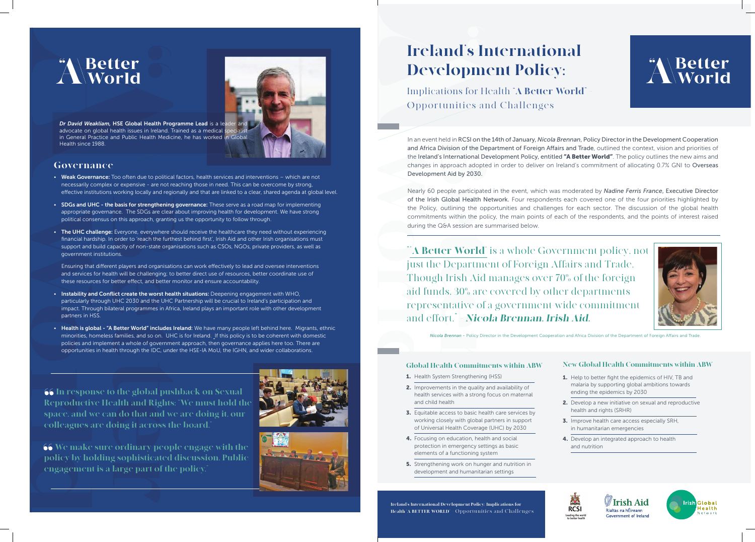# Ireland's International Development Policy:

## Implications for Health "A Better World" – Opportunities and Challenges

In an event held in RCSI on the 14th of January, *Nicola Brennan*, Policy Director in the Development Cooperation and Africa Division of the Department of Foreign Affairs and Trade, outlined the context, vision and priorities of the Ireland's International Development Policy, entitled **"A Better World"**. The policy outlines the new aims and changes in approach adopted in order to deliver on Ireland's commitment of allocating 0.7% GNI to Overseas Development Aid by 2030.

Nearly 60 people participated in the event, which was moderated by *Nadine Ferris France*, Executive Director of the Irish Global Health Network. Four respondents each covered one of the four priorities highlighted by the Policy, outlining the opportunities and challenges for each sector. The discussion of the global health commitments within the policy, the main points of each of the respondents, and the points of interest raised during the Q&A session are summarised below.

"**A Better World**" is a whole Government policy, not just the Department of Foreign Affairs and Trade. Though Irish Aid manages over 70% of the foreign aid funds, 30% are covered by other departments representative of a government wide commitment and effort." – ***Nicola Brennan, Irish Aid.***

*Nicola Brennan* – Policy Director in the Development Cooperation and Africa Division of the Department of Foreign Affairs and Trade.

### Global Health Commitments within ABW

1. Health System Strengthening (HSS)
2. Improvements in the quality and availability of health services with a strong focus on maternal and child health
3. Equitable access to basic health care services by working closely with global partners in support of Universal Health Coverage (UHC) by 2030
4. Focusing on education, health and social protection in emergency settings as basic elements of a functioning system
5. Strengthening work on hunger and nutrition in development and humanitarian settings

### New Global Health Commitments within ABW

1. Help to better fight the epidemics of HIV, TB and malaria by supporting global ambitions towards ending the epidemics by 2030
2. Develop a new initiative on sexual and reproductive health and rights (SRHR)
3. Improve health care access especially SRH, in humanitarian emergencies
4. Develop an integrated approach to health and nutrition

---

*Dr David Weakliam,* **HSE Global Health Programme Lead** is a leader and advocate on global health issues in Ireland. Trained as a medical specialist in General Practice and Public Health Medicine, he has worked in Global Health since 1988.

## Governance

- **Weak Governance:** Too often due to political factors, health services and interventions – which are not necessarily complex or expensive - are not reaching those in need. This can be overcome by strong, effective institutions working locally and regionally and that are linked to a clear, shared agenda at global level.
- **SDGs and UHC - the basis for strengthening governance:** These serve as a road map for implementing appropriate governance. The SDGs are clear about improving health for development. We have strong political consensus on this approach, granting us the opportunity to follow through.
- **The UHC challenge:** Everyone, everywhere should receive the healthcare they need without experiencing financial hardship. In order to 'reach the furthest behind first', Irish Aid and other Irish organisations must support and build capacity of non-state organisations such as CSOs, NGOs, private providers, as well as government institutions.

  Ensuring that different players and organisations can work effectively to lead and oversee interventions and services for health will be challenging; to better direct use of resources, better coordinate use of these resources for better effect, and better monitor and ensure accountability.
- **Instability and Conflict create the worst health situations:** Deepening engagement with WHO, particularly through UHC 2030 and the UHC Partnership will be crucial to Ireland's participation and impact. Through bilateral programmes in Africa, Ireland plays an important role with other development partners in HSS.
- **Health is global - "A Better World" includes Ireland:** We have many people left behind here. Migrants, ethnic minorities, homeless families, and so on. UHC is for Ireland. If this policy is to be coherent with domestic policies and implement a whole of government approach, then governance applies here too. There are opportunities in health through the IDC, under the HSE-IA MoU, the IGHN, and wider collaborations.

**In response to the global pushback on Sexual Reproductive Health and Rights: "We must hold the space, and we can do that and we are doing it, our colleagues are doing it across the board."**

**We make sure ordinary people engage with the policy by holding sophisticated discussion. Public engagement is a large part of the policy."**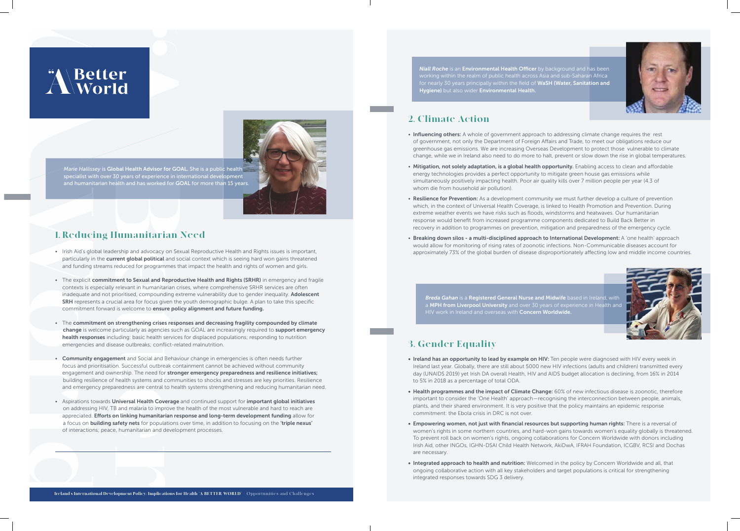# "A Better World

*Marie Hallissey* is **Global Health Advisor for GOAL.** She is a public health specialist with over 30 years of experience in international development and humanitarian health and has worked for **GOAL** for more than 15 years.

## 1. Reducing Humanitarian Need

- Irish Aid's global leadership and advocacy on Sexual Reproductive Health and Rights issues is important, particularly in the **current global political** and social context which is seeing hard won gains threatened and funding streams reduced for programmes that impact the health and rights of women and girls.
- The explicit **commitment to Sexual and Reproductive Health and Rights (SRHR)** in emergency and fragile contexts is especially relevant in humanitarian crises, where comprehensive SRHR services are often inadequate and not prioritised, compounding extreme vulnerability due to gender inequality. **Adolescent SRH** represents a crucial area for focus given the youth demographic bulge. A plan to take this specific commitment forward is welcome to **ensure policy alignment and future funding.**
- The **commitment on strengthening crises responses and decreasing fragility compounded by climate change** is welcome particularly as agencies such as GOAL are increasingly required to **support emergency health responses** including: basic health services for displaced populations; responding to nutrition emergencies and disease outbreaks; conflict-related malnutrition.
- **Community engagement** and Social and Behaviour change in emergencies is often needs further focus and prioritisation. Successful outbreak containment cannot be achieved without community engagement and ownership. The need for **stronger emergency preparedness and resilience initiatives;** building resilience of health systems and communities to shocks and stresses are key priorities. Resilience and emergency preparedness are central to health systems strengthening and reducing humanitarian need.
- Aspirations towards **Universal Health Coverage** and continued support for **important global initiatives** on addressing HIV, TB and malaria to improve the health of the most vulnerable and hard to reach are appreciated. **Efforts on linking humanitarian response and long-term development funding** allow for a focus on **building safety nets** for populations over time, in addition to focusing on the **'triple nexus'** of interactions; peace, humanitarian and development processes.

*Niall Roche* is an **Environmental Health Officer** by background and has been working within the realm of public health across Asia and sub-Saharan Africa for nearly 30 years principally within the field of **WaSH (Water, Sanitation and Hygiene)** but also wider **Environmental Health.**

## 2. Climate Action

- **Influencing others:** A whole of government approach to addressing climate change requires the rest of government, not only the Department of Foreign Affairs and Trade, to meet our obligations reduce our greenhouse gas emissions. We are increasing Overseas Development to protect those vulnerable to climate change, while we in Ireland also need to do more to halt, prevent or slow down the rise in global temperatures.
- **Mitigation, not solely adaptation, is a global health opportunity.** Enabling access to clean and affordable energy technologies provides a perfect opportunity to mitigate green house gas emissions while simultaneously positively impacting health. Poor air quality kills over 7 million people per year (4.3 of whom die from household air pollution).
- **Resilience for Prevention:** As a development community we must further develop a culture of prevention which, in the context of Universal Health Coverage, is linked to Health Promotion and Prevention. During extreme weather events we have risks such as floods, windstorms and heatwaves. Our humanitarian response would benefit from increased programme components dedicated to Build Back Better in recovery in addition to programmes on prevention, mitigation and preparedness of the emergency cycle.
- **Breaking down silos - a multi-disciplined approach to International Development:** A 'one health' approach would allow for monitoring of rising rates of zoonotic infections. Non-Communicable diseases account for approximately 73% of the global burden of disease disproportionately affecting low and middle income countries.

*Breda Gahan* is a **Registered General Nurse and Midwife** based in Ireland, with a **MPH from Liverpool University** and over 30 years of experience in Health and HIV work in Ireland and overseas with **Concern Worldwide.**

## 3. Gender Equality

- **Ireland has an opportunity to lead by example on HIV:** Ten people were diagnosed with HIV every week in Ireland last year. Globally, there are still about 5000 new HIV infections (adults and children) transmitted every day (UNAIDS 2019) yet Irish DA overall Health, HIV and AIDS budget allocation is declining, from 16% in 2014 to 5% in 2018 as a percentage of total ODA.
- **Health programmes and the impact of Climate Change:** 60% of new infectious disease is zoonotic, therefore important to consider the 'One Health' approach—recognising the interconnection between people, animals, plants, and their shared environment. It is very positive that the policy maintains an epidemic response commitment: the Ebola crisis in DRC is not over.
- **Empowering women, not just with financial resources but supporting human rights:** There is a reversal of women's rights in some northern countries, and hard-won gains towards women's equality globally is threatened. To prevent roll back on women's rights, ongoing collaborations for Concern Worldwide with donors including Irish Aid, other INGOs, IGHN-DSAI Child Health Network, AkiDwA, IFRAH Foundation, ICGBV, RCSI and Dochas are necessary.
- **Integrated approach to health and nutrition:** Welcomed in the policy by Concern Worldwide and all, that ongoing collaborative action with all key stakeholders and target populations is critical for strengthening integrated responses towards SDG 3 delivery.